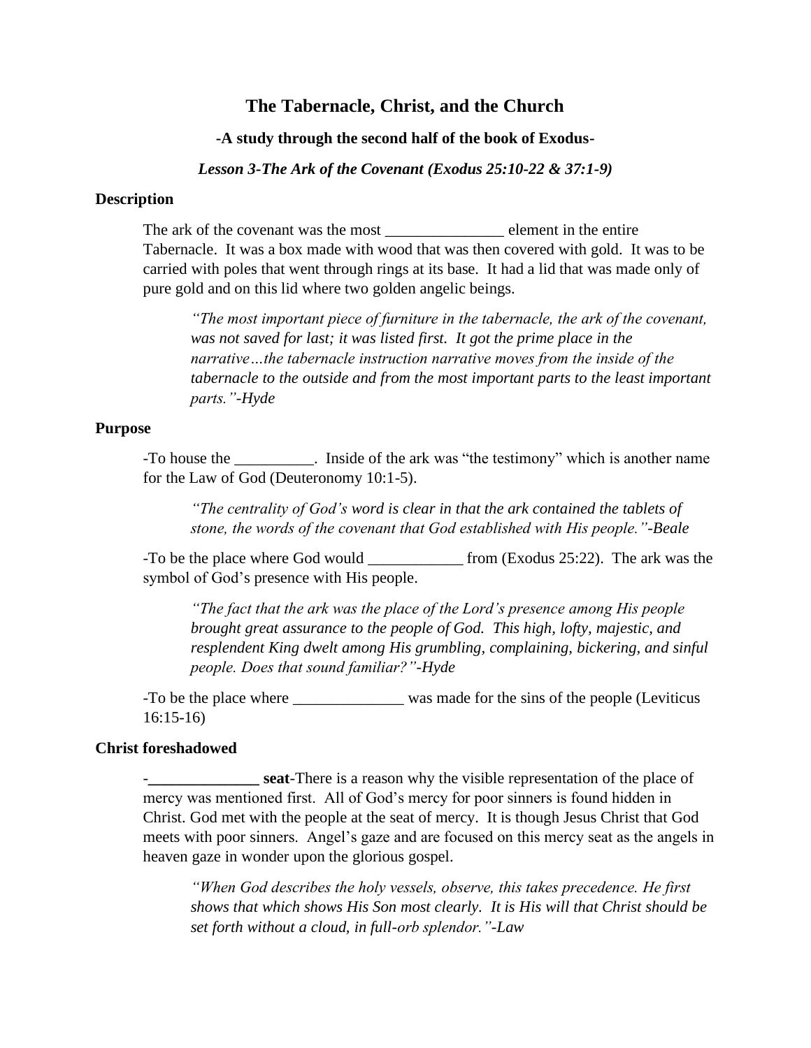# The Tabernacle, Christ, and the Church

**-A study through the second half of the book of Exodus-**

***Lesson 3-The Ark of the Covenant (Exodus 25:10-22 & 37:1-9)***

## Description

The ark of the covenant was the most _______________ element in the entire Tabernacle. It was a box made with wood that was then covered with gold. It was to be carried with poles that went through rings at its base. It had a lid that was made only of pure gold and on this lid where two golden angelic beings.

> *"The most important piece of furniture in the tabernacle, the ark of the covenant, was not saved for last; it was listed first. It got the prime place in the narrative…the tabernacle instruction narrative moves from the inside of the tabernacle to the outside and from the most important parts to the least important parts."-Hyde*

## Purpose

-To house the __________. Inside of the ark was "the testimony" which is another name for the Law of God (Deuteronomy 10:1-5).

> *"The centrality of God's word is clear in that the ark contained the tablets of stone, the words of the covenant that God established with His people."-Beale*

-To be the place where God would ____________ from (Exodus 25:22). The ark was the symbol of God's presence with His people.

> *"The fact that the ark was the place of the Lord's presence among His people brought great assurance to the people of God. This high, lofty, majestic, and resplendent King dwelt among His grumbling, complaining, bickering, and sinful people. Does that sound familiar?"-Hyde*

-To be the place where ______________ was made for the sins of the people (Leviticus 16:15-16)

## Christ foreshadowed

-**______________ seat**-There is a reason why the visible representation of the place of mercy was mentioned first. All of God's mercy for poor sinners is found hidden in Christ. God met with the people at the seat of mercy. It is though Jesus Christ that God meets with poor sinners. Angel's gaze and are focused on this mercy seat as the angels in heaven gaze in wonder upon the glorious gospel.

> *"When God describes the holy vessels, observe, this takes precedence. He first shows that which shows His Son most clearly. It is His will that Christ should be set forth without a cloud, in full-orb splendor."-Law*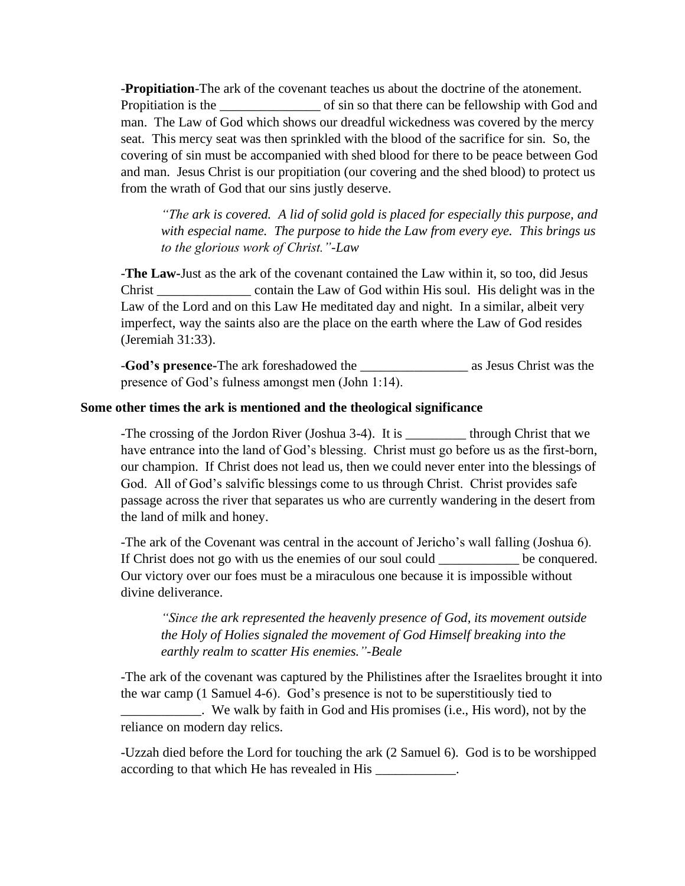-**Propitiation**-The ark of the covenant teaches us about the doctrine of the atonement. Propitiation is the _______________ of sin so that there can be fellowship with God and man. The Law of God which shows our dreadful wickedness was covered by the mercy seat. This mercy seat was then sprinkled with the blood of the sacrifice for sin. So, the covering of sin must be accompanied with shed blood for there to be peace between God and man. Jesus Christ is our propitiation (our covering and the shed blood) to protect us from the wrath of God that our sins justly deserve.

> *"The ark is covered. A lid of solid gold is placed for especially this purpose, and with especial name. The purpose to hide the Law from every eye. This brings us to the glorious work of Christ."-Law*

-**The Law**-Just as the ark of the covenant contained the Law within it, so too, did Jesus Christ ______________ contain the Law of God within His soul. His delight was in the Law of the Lord and on this Law He meditated day and night. In a similar, albeit very imperfect, way the saints also are the place on the earth where the Law of God resides (Jeremiah 31:33).

-**God's presence**-The ark foreshadowed the ________________ as Jesus Christ was the presence of God's fulness amongst men (John 1:14).

**Some other times the ark is mentioned and the theological significance**

-The crossing of the Jordon River (Joshua 3-4). It is _________ through Christ that we have entrance into the land of God's blessing. Christ must go before us as the first-born, our champion. If Christ does not lead us, then we could never enter into the blessings of God. All of God's salvific blessings come to us through Christ. Christ provides safe passage across the river that separates us who are currently wandering in the desert from the land of milk and honey.

-The ark of the Covenant was central in the account of Jericho's wall falling (Joshua 6). If Christ does not go with us the enemies of our soul could ____________ be conquered. Our victory over our foes must be a miraculous one because it is impossible without divine deliverance.

> *"Since the ark represented the heavenly presence of God, its movement outside the Holy of Holies signaled the movement of God Himself breaking into the earthly realm to scatter His enemies."-Beale*

-The ark of the covenant was captured by the Philistines after the Israelites brought it into the war camp (1 Samuel 4-6). God's presence is not to be superstitiously tied to ____________. We walk by faith in God and His promises (i.e., His word), not by the reliance on modern day relics.

-Uzzah died before the Lord for touching the ark (2 Samuel 6). God is to be worshipped according to that which He has revealed in His ____________.